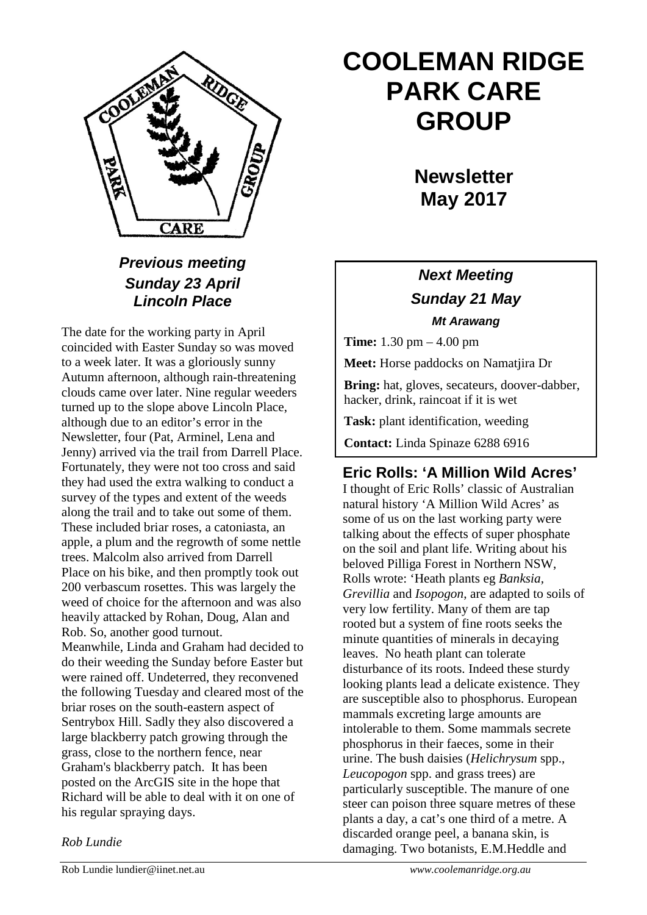# COOLEMAN RIDGE PARK CARE GROUP

## Newsletter May 2017

### *Previous meeting Sunday 23 April Lincoln Place*

The date for the working party in April coincided with Easter Sunday so was moved to a week later. It was a gloriously sunny Autumn afternoon, although rain-threatening clouds came over later. Nine regular weeders turned up to the slope above Lincoln Place, although due to an editor's error in the Newsletter, four (Pat, Arminel, Lena and Jenny) arrived via the trail from Darrell Place. Fortunately, they were not too cross and said they had used the extra walking to conduct a survey of the types and extent of the weeds along the trail and to take out some of them. These included briar roses, a catoniasta, an apple, a plum and the regrowth of some nettle trees. Malcolm also arrived from Darrell Place on his bike, and then promptly took out 200 verbascum rosettes. This was largely the weed of choice for the afternoon and was also heavily attacked by Rohan, Doug, Alan and Rob. So, another good turnout.

Meanwhile, Linda and Graham had decided to do their weeding the Sunday before Easter but were rained off. Undeterred, they reconvened the following Tuesday and cleared most of the briar roses on the south-eastern aspect of Sentrybox Hill. Sadly they also discovered a large blackberry patch growing through the grass, close to the northern fence, near Graham's blackberry patch. It has been posted on the ArcGIS site in the hope that Richard will be able to deal with it on one of his regular spraying days.

*Rob Lundie*

### *Next Meeting*
### *Sunday 21 May*
#### *Mt Arawang*

**Time:** 1.30 pm – 4.00 pm

**Meet:** Horse paddocks on Namatjira Dr

**Bring:** hat, gloves, secateurs, doover-dabber, hacker, drink, raincoat if it is wet

**Task:** plant identification, weeding

**Contact:** Linda Spinaze 6288 6916

## Eric Rolls: 'A Million Wild Acres'

I thought of Eric Rolls' classic of Australian natural history 'A Million Wild Acres' as some of us on the last working party were talking about the effects of super phosphate on the soil and plant life. Writing about his beloved Pilliga Forest in Northern NSW, Rolls wrote: 'Heath plants eg *Banksia, Grevillia* and *Isopogon*, are adapted to soils of very low fertility. Many of them are tap rooted but a system of fine roots seeks the minute quantities of minerals in decaying leaves. No heath plant can tolerate disturbance of its roots. Indeed these sturdy looking plants lead a delicate existence. They are susceptible also to phosphorus. European mammals excreting large amounts are intolerable to them. Some mammals secrete phosphorus in their faeces, some in their urine. The bush daisies (*Helichrysum* spp., *Leucopogon* spp. and grass trees) are particularly susceptible. The manure of one steer can poison three square metres of these plants a day, a cat's one third of a metre. A discarded orange peel, a banana skin, is damaging. Two botanists, E.M.Heddle and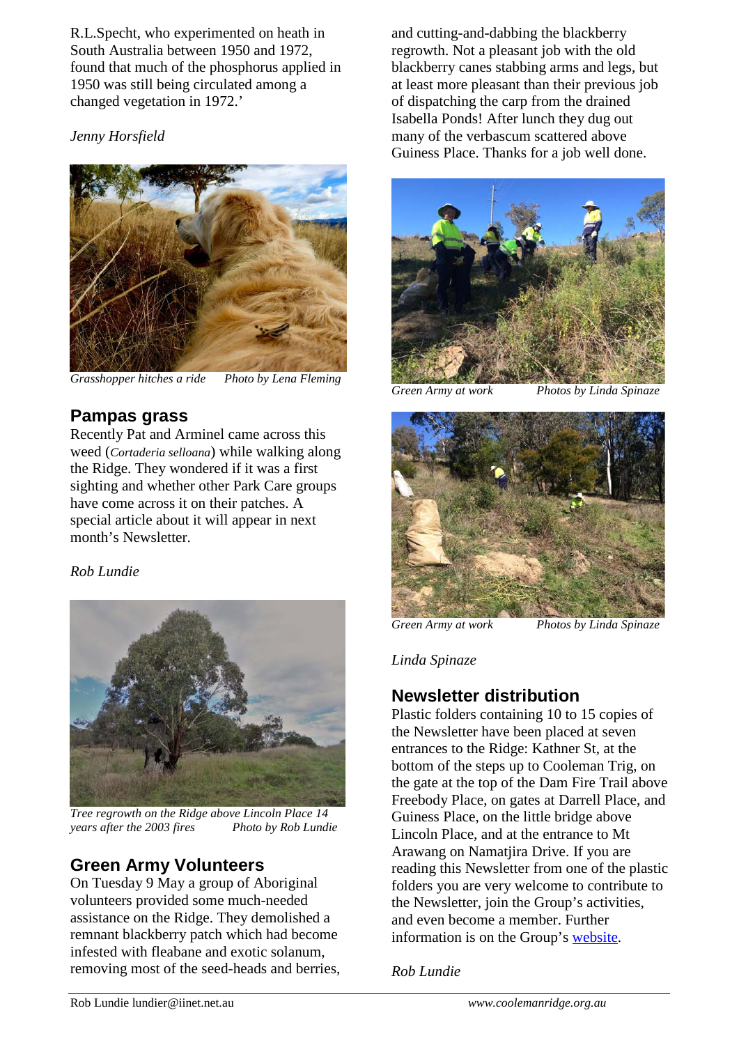R.L.Specht, who experimented on heath in South Australia between 1950 and 1972, found that much of the phosphorus applied in 1950 was still being circulated among a changed vegetation in 1972.'

*Jenny Horsfield*

*Grasshopper hitches a ride* *Photo by Lena Fleming*

## Pampas grass

Recently Pat and Arminel came across this weed (*Cortaderia selloana*) while walking along the Ridge. They wondered if it was a first sighting and whether other Park Care groups have come across it on their patches. A special article about it will appear in next month's Newsletter.

*Rob Lundie*

*Tree regrowth on the Ridge above Lincoln Place 14 years after the 2003 fires* *Photo by Rob Lundie*

## Green Army Volunteers

On Tuesday 9 May a group of Aboriginal volunteers provided some much-needed assistance on the Ridge. They demolished a remnant blackberry patch which had become infested with fleabane and exotic solanum, removing most of the seed-heads and berries, and cutting-and-dabbing the blackberry regrowth. Not a pleasant job with the old blackberry canes stabbing arms and legs, but at least more pleasant than their previous job of dispatching the carp from the drained Isabella Ponds! After lunch they dug out many of the verbascum scattered above Guiness Place. Thanks for a job well done.

*Green Army at work* *Photos by Linda Spinaze*

*Green Army at work* *Photos by Linda Spinaze*

*Linda Spinaze*

## Newsletter distribution

Plastic folders containing 10 to 15 copies of the Newsletter have been placed at seven entrances to the Ridge: Kathner St, at the bottom of the steps up to Cooleman Trig, on the gate at the top of the Dam Fire Trail above Freebody Place, on gates at Darrell Place, and Guiness Place, on the little bridge above Lincoln Place, and at the entrance to Mt Arawang on Namatjira Drive. If you are reading this Newsletter from one of the plastic folders you are very welcome to contribute to the Newsletter, join the Group's activities, and even become a member. Further information is on the Group's website.

*Rob Lundie*